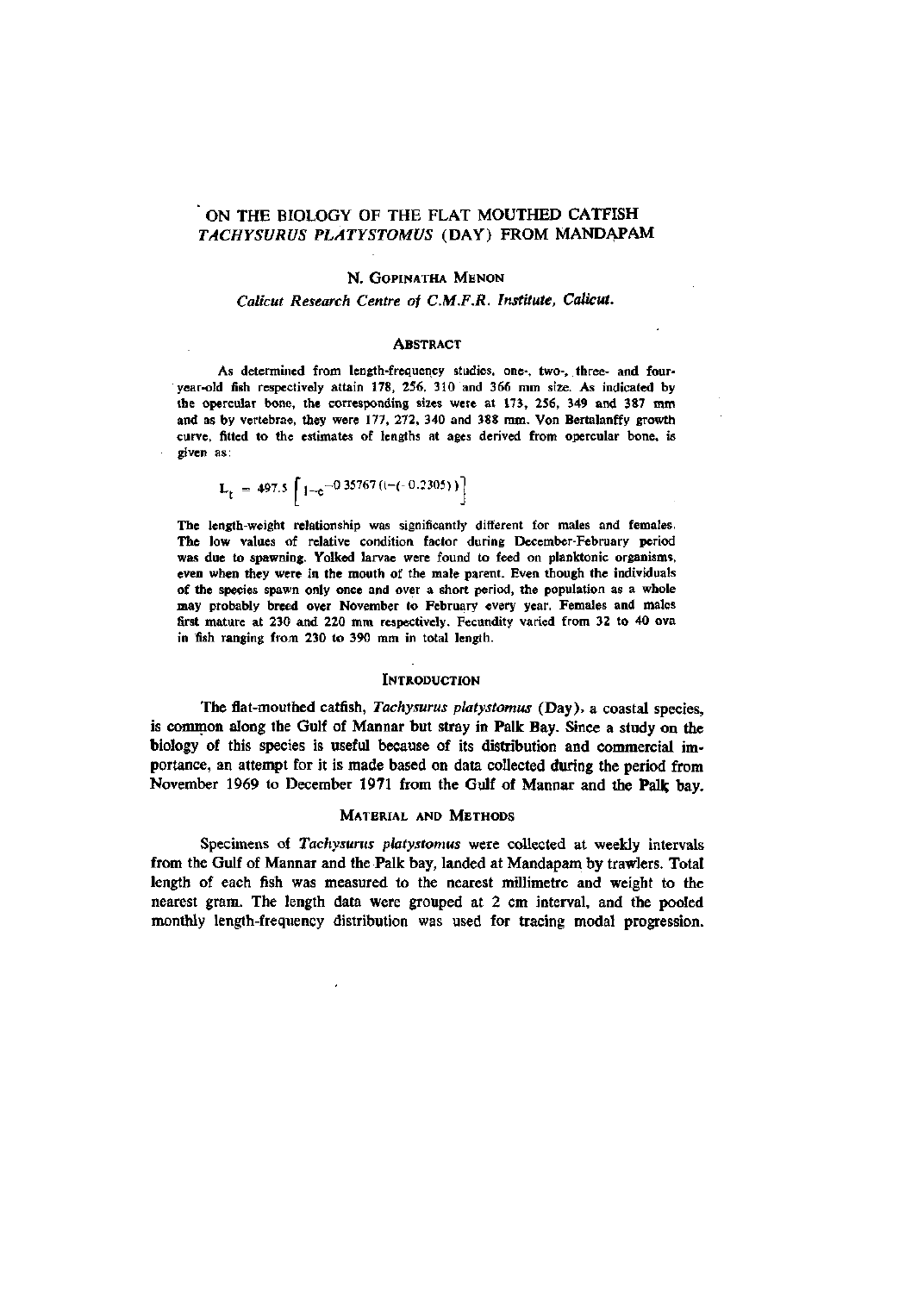# ON THE BIOLOGY OF THE FLAT MOUTHED CATFISH *TACHYSURUS PLATYSTOMUS* (DAY) FROM MANDAPAM

N. GOPINATHA MENON

*Calicut Research Centre of C.M.F.R. Institute, Calicut.*

## ABSTRACT

As determined from length-frequency studies, one-, two-, three- and four-year-old fish respectively attain 178, 256, 310 and 366 mm size. As indicated by the opercular bone, the corresponding sizes were at 173, 256, 349 and 387 mm and as by vertebrae, they were 177, 272, 340 and 388 mm. Von Bertalanffy growth curve, fitted to the estimates of lengths at ages derived from opercular bone, is given as:

$$L_t = 497.5 \left[ 1 - e^{-0.35767 (t - (-0.2305))} \right]$$

The length-weight relationship was significantly different for males and females. The low values of relative condition factor during December-February period was due to spawning. Yolked larvae were found to feed on planktonic organisms, even when they were in the mouth of the male parent. Even though the individuals of the species spawn only once and over a short period, the population as a whole may probably breed over November to February every year. Females and males first mature at 230 and 220 mm respectively. Fecundity varied from 32 to 40 ova in fish ranging from 230 to 390 mm in total length.

## INTRODUCTION

The flat-mouthed catfish, *Tachysurus platystomus* (Day), a coastal species, is common along the Gulf of Mannar but stray in Palk Bay. Since a study on the biology of this species is useful because of its distribution and commercial importance, an attempt for it is made based on data collected during the period from November 1969 to December 1971 from the Gulf of Mannar and the Palk bay.

## MATERIAL AND METHODS

Specimens of *Tachysurus platystomus* were collected at weekly intervals from the Gulf of Mannar and the Palk bay, landed at Mandapam by trawlers. Total length of each fish was measured to the nearest millimetre and weight to the nearest gram. The length data were grouped at 2 cm interval, and the pooled monthly length-frequency distribution was used for tracing modal progression.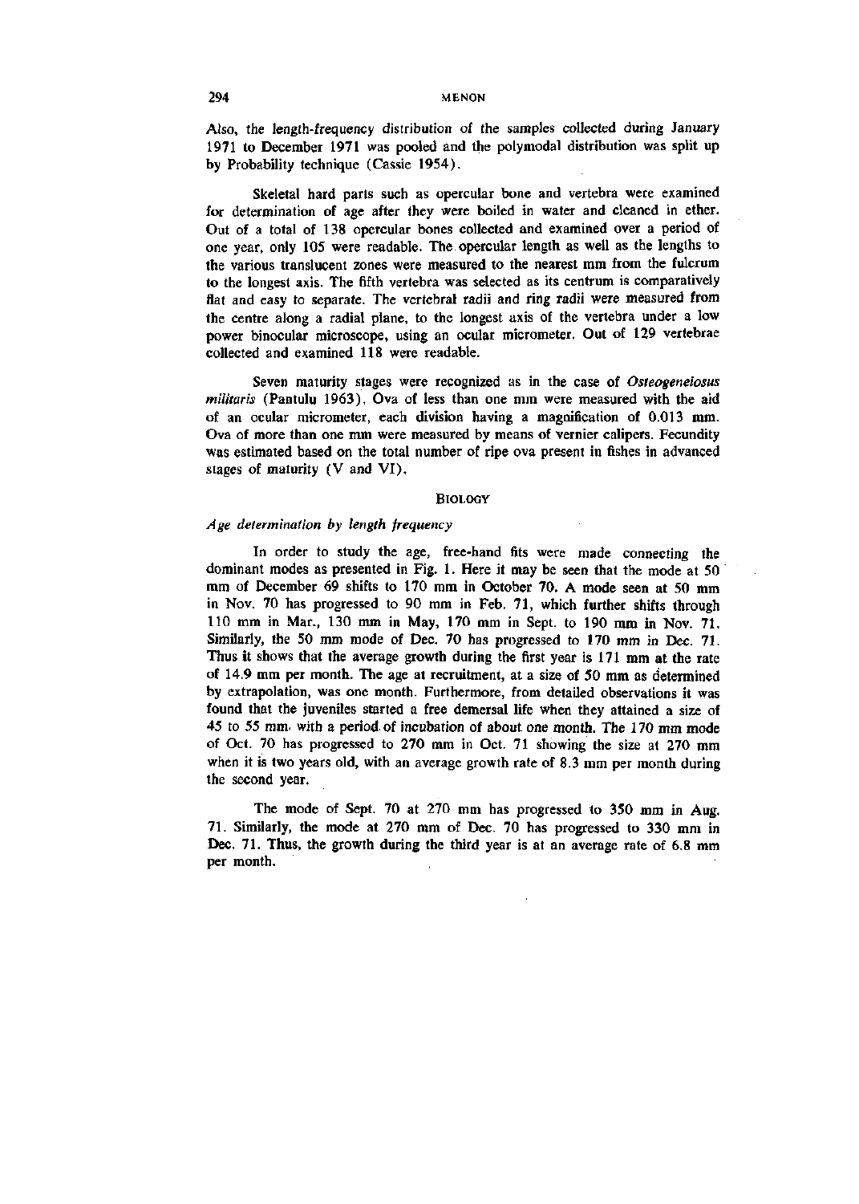Also, the length-frequency distribution of the samples collected during January 1971 to December 1971 was pooled and the polymodal distribution was split up by Probability technique (Cassie 1954).

Skeletal hard parts such as opercular bone and vertebra were examined for determination of age after they were boiled in water and cleaned in ether. Out of a total of 138 opercular bones collected and examined over a period of one year, only 105 were readable. The opercular length as well as the lengths to the various translucent zones were measured to the nearest mm from the fulcrum to the longest axis. The fifth vertebra was selected as its centrum is comparatively flat and easy to separate. The vertebral radii and ring radii were measured from the centre along a radial plane, to the longest axis of the vertebra under a low power binocular microscope, using an ocular micrometer. Out of 129 vertebrae collected and examined 118 were readable.

Seven maturity stages were recognized as in the case of *Osteogeneiosus militaris* (Pantulu 1963). Ova of less than one mm were measured with the aid of an ocular micrometer, each division having a magnification of 0.013 mm. Ova of more than one mm were measured by means of vernier calipers. Fecundity was estimated based on the total number of ripe ova present in fishes in advanced stages of maturity (V and VI).

## BIOLOGY

### *Age determination by length frequency*

In order to study the age, free-hand fits were made connecting the dominant modes as presented in Fig. 1. Here it may be seen that the mode at 50 mm of December 69 shifts to 170 mm in October 70. A mode seen at 50 mm in Nov. 70 has progressed to 90 mm in Feb. 71, which further shifts through 110 mm in Mar., 130 mm in May, 170 mm in Sept. to 190 mm in Nov. 71. Similarly, the 50 mm mode of Dec. 70 has progressed to 170 mm in Dec. 71. Thus it shows that the average growth during the first year is 171 mm at the rate of 14.9 mm per month. The age at recruitment, at a size of 50 mm as determined by extrapolation, was one month. Furthermore, from detailed observations it was found that the juveniles started a free demersal life when they attained a size of 45 to 55 mm with a period of incubation of about one month. The 170 mm mode of Oct. 70 has progressed to 270 mm in Oct. 71 showing the size at 270 mm when it is two years old, with an average growth rate of 8.3 mm per month during the second year.

The mode of Sept. 70 at 270 mm has progressed to 350 mm in Aug. 71. Similarly, the mode at 270 mm of Dec. 70 has progressed to 330 mm in Dec. 71. Thus, the growth during the third year is at an average rate of 6.8 mm per month.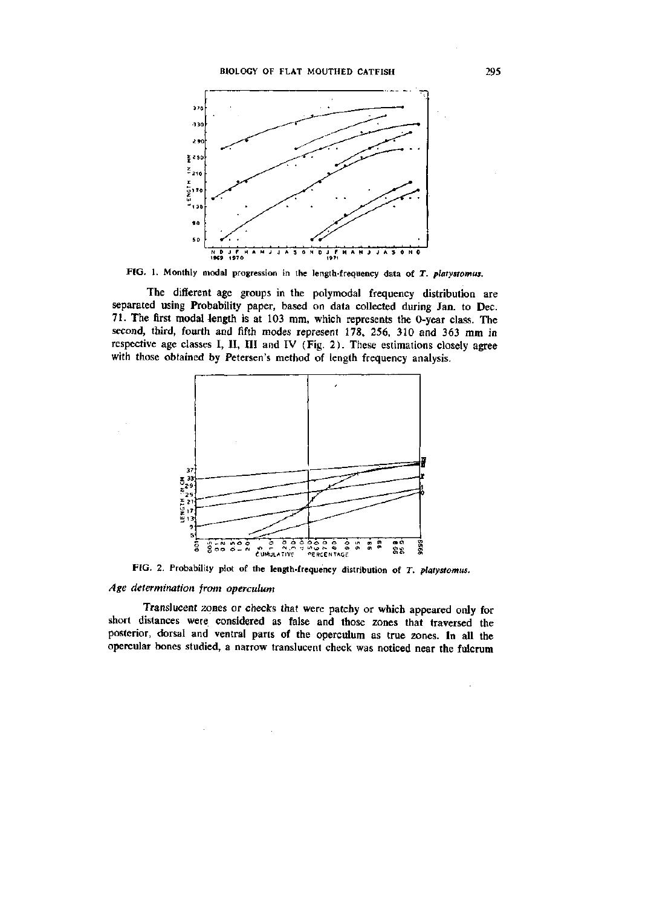FIG. 1. Monthly modal progression in the length-frequency data of *T. platystomus*.

The different age groups in the polymodal frequency distribution are separated using Probability paper, based on data collected during Jan. to Dec. 71. The first modal length is at 103 mm, which represents the 0-year class. The second, third, fourth and fifth modes represent 178, 256, 310 and 363 mm in respective age classes I, II, III and IV (Fig. 2). These estimations closely agree with those obtained by Petersen's method of length frequency analysis.

FIG. 2. Probability plot of the length-frequency distribution of *T. platystomus*.

### *Age determination from operculum*

Translucent zones or checks that were patchy or which appeared only for short distances were considered as false and those zones that traversed the posterior, dorsal and ventral parts of the operculum as true zones. In all the opercular bones studied, a narrow translucent check was noticed near the fulcrum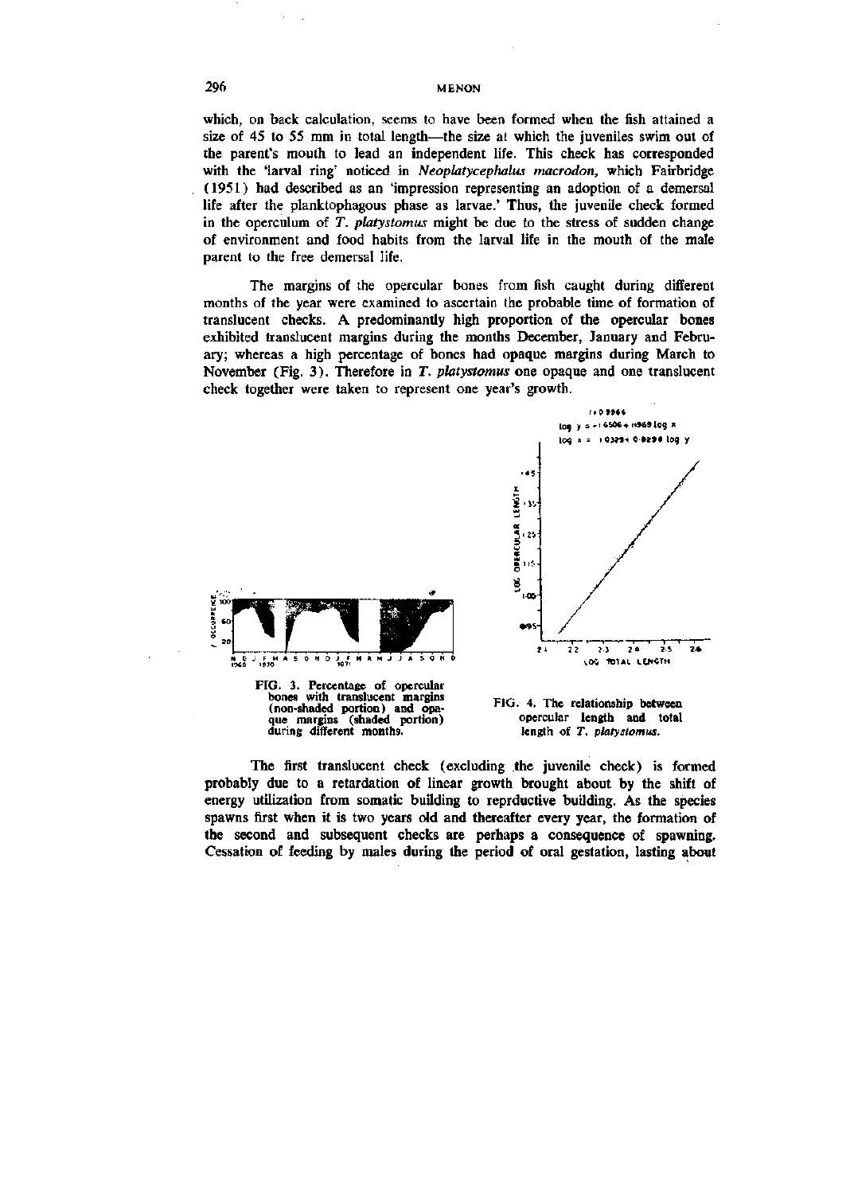which, on back calculation, seems to have been formed when the fish attained a size of 45 to 55 mm in total length—the size at which the juveniles swim out of the parent's mouth to lead an independent life. This check has corresponded with the 'larval ring' noticed in *Neoplatycephalus macrodon*, which Fairbridge (1951) had described as an 'impression representing an adoption of a demersal life after the planktophagous phase as larvae.' Thus, the juvenile check formed in the operculum of *T. platystomus* might be due to the stress of sudden change of environment and food habits from the larval life in the mouth of the male parent to the free demersal life.

The margins of the opercular bones from fish caught during different months of the year were examined to ascertain the probable time of formation of translucent checks. A predominantly high proportion of the opercular bones exhibited translucent margins during the months December, January and February; whereas a high percentage of bones had opaque margins during March to November (Fig. 3). Therefore in *T. platystomus* one opaque and one translucent check together were taken to represent one year's growth.

FIG. 3. Percentage of opercular bones with translucent margins (non-shaded portion) and opaque margins (shaded portion) during different months.

FIG. 4. The relationship between opercular length and total length of *T. platystomus*.

The first translucent check (excluding the juvenile check) is formed probably due to a retardation of linear growth brought about by the shift of energy utilization from somatic building to reprductive building. As the species spawns first when it is two years old and thereafter every year, the formation of the second and subsequent checks are perhaps a consequence of spawning. Cessation of feeding by males during the period of oral gestation, lasting about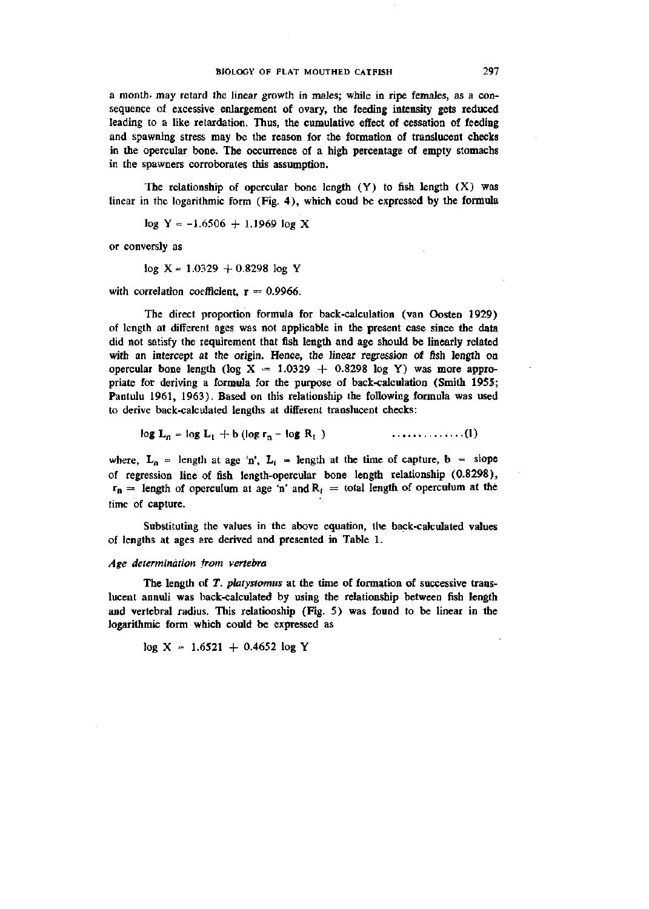a month, may retard the linear growth in males; while in ripe females, as a consequence of excessive enlargement of ovary, the feeding intensity gets reduced leading to a like retardation. Thus, the cumulative effect of cessation of feeding and spawning stress may be the reason for the formation of translucent checks in the opercular bone. The occurrence of a high percentage of empty stomachs in the spawners corroborates this assumption.

The relationship of opercular bone length (Y) to fish length (X) was linear in the logarithmic form (Fig. 4), which coud be expressed by the formula

$$\log Y = -1.6506 + 1.1969 \log X$$

or conversly as

$$\log X = 1.0329 + 0.8298 \log Y$$

with correlation coefficient, $r = 0.9966$.

The direct proportion formula for back-calculation (van Oosten 1929) of length at different ages was not applicable in the present case since the data did not satisfy the requirement that fish length and age should be linearly related with an intercept at the origin. Hence, the linear regression of fish length on opercular bone length ($\log X = 1.0329 + 0.8298 \log Y$) was more appropriate for deriving a formula for the purpose of back-calculation (Smith 1955; Pantulu 1961, 1963). Based on this relationship the following formula was used to derive back-calculated lengths at different translucent checks:

$$\log L_n = \log L_t + b (\log r_n - \log R_t) \qquad \text{..............(1)}$$

where, $L_n$ = length at age 'n', $L_t$ = length at the time of capture, $b$ = slope of regression line of fish length-opercular bone length relationship (0.8298), $r_n$ = length of operculum at age 'n' and $R_t$ = total length of operculum at the time of capture.

Substituting the values in the above equation, the back-calculated values of lengths at ages are derived and presented in Table 1.

### *Age determination from vertebra*

The length of *T. platystomus* at the time of formation of successive translucent annuli was back-calculated by using the relationship between fish length and vertebral radius. This relationship (Fig. 5) was found to be linear in the logarithmic form which could be expressed as

$$\log X = 1.6521 + 0.4652 \log Y$$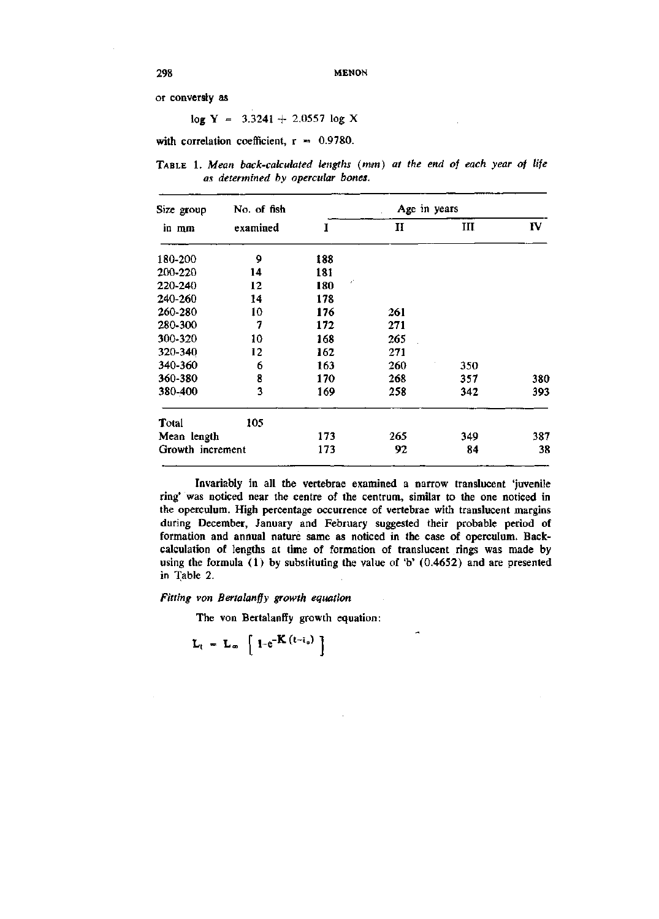or conversly as

$$\log Y = 3.3241 + 2.0557 \log X$$

with correlation coefficient, $r = 0.9780$.

TABLE 1. *Mean back-calculated lengths (mm) at the end of each year of life as determined by opercular bones.*

| Size group in mm | No. of fish examined | Age in years | | | |
|---|---|---|---|---|---|
| | | I | II | III | IV |
| 180-200 | 9 | 188 | | | |
| 200-220 | 14 | 181 | | | |
| 220-240 | 12 | 180 | | | |
| 240-260 | 14 | 178 | | | |
| 260-280 | 10 | 176 | 261 | | |
| 280-300 | 7 | 172 | 271 | | |
| 300-320 | 10 | 168 | 265 | | |
| 320-340 | 12 | 162 | 271 | | |
| 340-360 | 6 | 163 | 260 | 350 | |
| 360-380 | 8 | 170 | 268 | 357 | 380 |
| 380-400 | 3 | 169 | 258 | 342 | 393 |
| Total | 105 | | | | |
| Mean length | | 173 | 265 | 349 | 387 |
| Growth increment | | 173 | 92 | 84 | 38 |

Invariably in all the vertebrae examined a narrow translucent 'juvenile ring' was noticed near the centre of the centrum, similar to the one noticed in the operculum. High percentage occurrence of vertebrae with translucent margins during December, January and February suggested their probable period of formation and annual nature same as noticed in the case of operculum. Back-calculation of lengths at time of formation of translucent rings was made by using the formula (1) by substituting the value of 'b' (0.4652) and are presented in Table 2.

*Fitting von Bertalanffy growth equation*

The von Bertalanffy growth equation:

$$L_t = L_\infty \left[ 1 - e^{-K(t - t_0)} \right]$$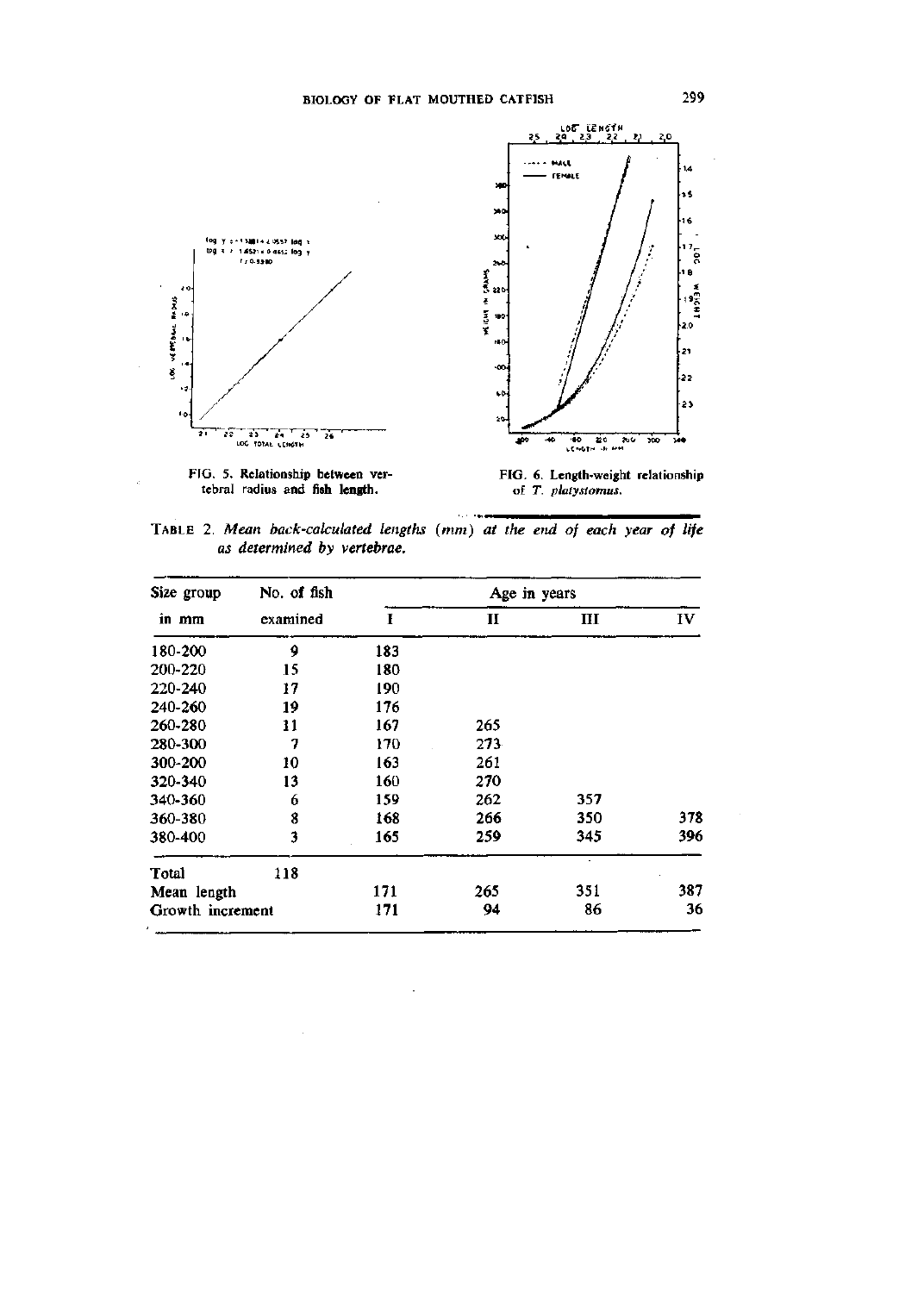FIG. 5. Relationship between vertebral radius and fish length.

FIG. 6. Length-weight relationship of *T. platystomus.*

TABLE 2. *Mean back-calculated lengths (mm) at the end of each year of life as determined by vertebrae.*

| Size group in mm | No. of fish examined | Age in years | | | |
|---|---|---|---|---|---|
| | | I | II | III | IV |
| 180-200 | 9 | 183 | | | |
| 200-220 | 15 | 180 | | | |
| 220-240 | 17 | 190 | | | |
| 240-260 | 19 | 176 | | | |
| 260-280 | 11 | 167 | 265 | | |
| 280-300 | 7 | 170 | 273 | | |
| 300-200 | 10 | 163 | 261 | | |
| 320-340 | 13 | 160 | 270 | | |
| 340-360 | 6 | 159 | 262 | 357 | |
| 360-380 | 8 | 168 | 266 | 350 | 378 |
| 380-400 | 3 | 165 | 259 | 345 | 396 |
| Total | 118 | | | | |
| Mean length | | 171 | 265 | 351 | 387 |
| Growth increment | | 171 | 94 | 86 | 36 |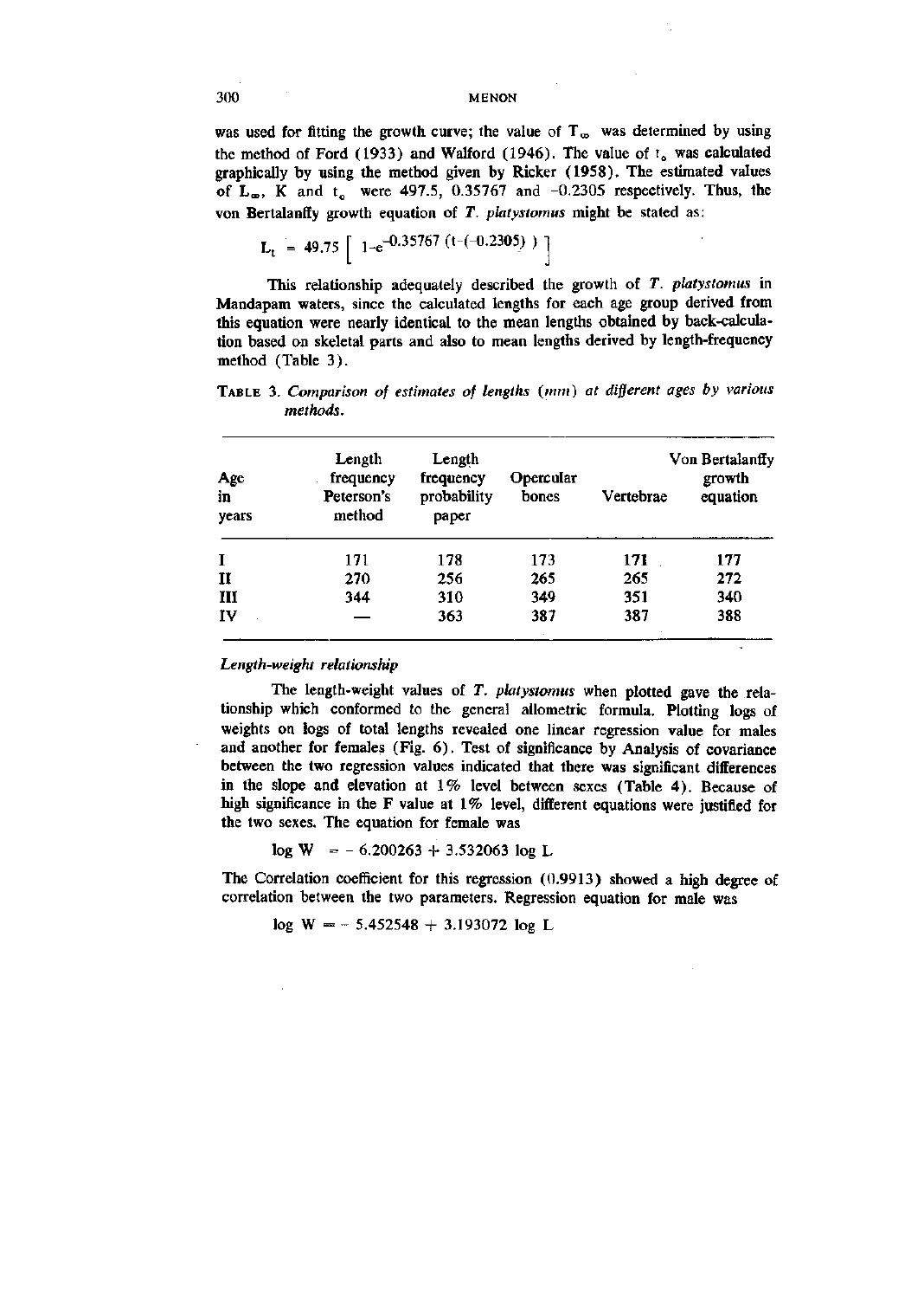was used for fitting the growth curve; the value of $T_\infty$ was determined by using the method of Ford (1933) and Walford (1946). The value of $t_o$ was calculated graphically by using the method given by Ricker (1958). The estimated values of $L_\infty$, K and $t_o$ were 497.5, 0.35767 and -0.2305 respectively. Thus, the von Bertalanffy growth equation of *T. platystomus* might be stated as:

$$L_t = 49.75 \left[ 1 - e^{-0.35767\,(t-(-0.2305))} \right]$$

This relationship adequately described the growth of *T. platystomus* in Mandapam waters, since the calculated lengths for each age group derived from this equation were nearly identical to the mean lengths obtained by back-calculation based on skeletal parts and also to mean lengths derived by length-frequency method (Table 3).

TABLE 3. *Comparison of estimates of lengths (mm) at different ages by various methods.*

| Age in years | Length frequency Peterson's method | Length frequency probability paper | Opercular bones | Vertebrae | Von Bertalanffy growth equation |
|---|---|---|---|---|---|
| I | 171 | 178 | 173 | 171 | 177 |
| II | 270 | 256 | 265 | 265 | 272 |
| III | 344 | 310 | 349 | 351 | 340 |
| IV | — | 363 | 387 | 387 | 388 |

### *Length-weight relationship*

The length-weight values of *T. platystomus* when plotted gave the relationship which conformed to the general allometric formula. Plotting logs of weights on logs of total lengths revealed one linear regression value for males and another for females (Fig. 6). Test of significance by Analysis of covariance between the two regression values indicated that there was significant differences in the slope and elevation at 1% level between sexes (Table 4). Because of high significance in the F value at 1% level, different equations were justified for the two sexes. The equation for female was

$$\log W = -6.200263 + 3.532063 \log L$$

The Correlation coefficient for this regression (0.9913) showed a high degree of correlation between the two parameters. Regression equation for male was

$$\log W = -5.452548 + 3.193072 \log L$$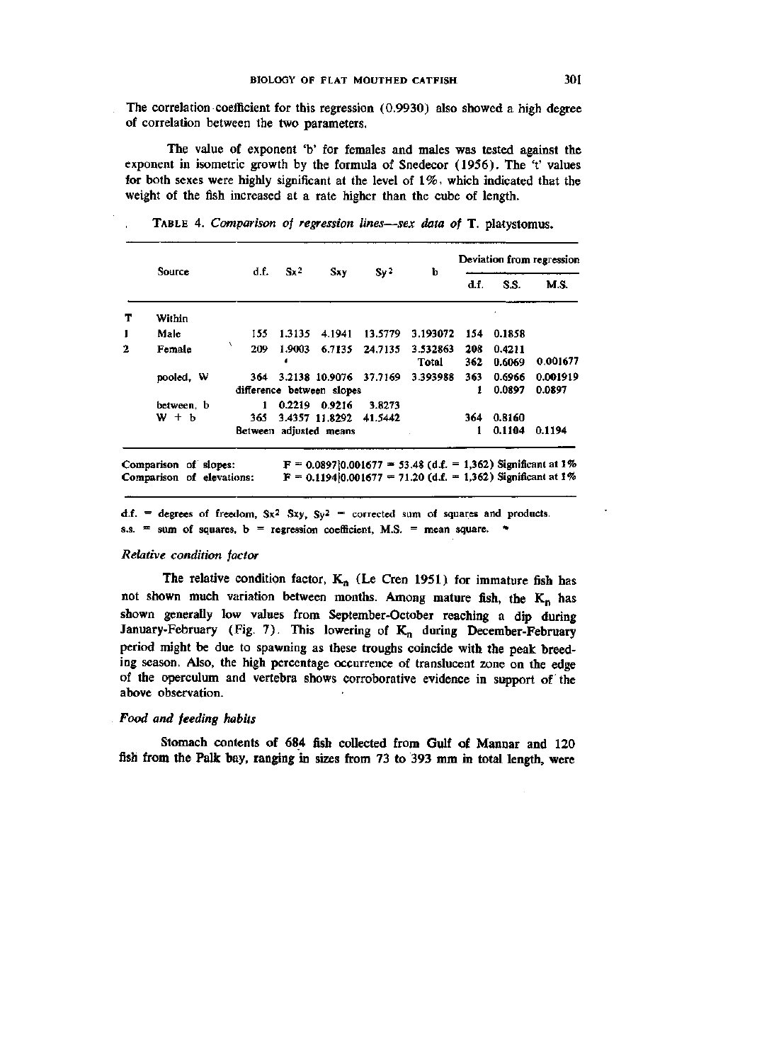The correlation coefficient for this regression (0.9930) also showed a high degree of correlation between the two parameters.

The value of exponent 'b' for females and males was tested against the exponent in isometric growth by the formula of Snedecor (1956). The 't' values for both sexes were highly significant at the level of 1%, which indicated that the weight of the fish increased at a rate higher than the cube of length.

TABLE 4. *Comparison of regression lines—sex data of* T. platystomus.

| | Source | d.f. | $Sx^2$ | Sxy | $Sy^2$ | b | Deviation from regression | | |
|---|---|---|---|---|---|---|---|---|---|
| | | | | | | | d.f. | S.S. | M.S. |
| T | Within | | | | | | | | |
| 1 | Male | 155 | 1.3135 | 4.1941 | 13.5779 | 3.193072 | 154 | 0.1858 | |
| 2 | Female | 209 | 1.9003 | 6.7135 | 24.7135 | 3.532863 | 208 | 0.4211 | |
| | | | | | | Total | 362 | 0.6069 | 0.001677 |
| | pooled, W | 364 | 3.2138 | 10.9076 | 37.7169 | 3.393988 | 363 | 0.6966 | 0.001919 |
| | | difference between slopes | | | | | 1 | 0.0897 | 0.0897 |
| | between, b | 1 | 0.2219 | 0.9216 | 3.8273 | | | | |
| | W + b | 365 | 3.4357 | 11.8292 | 41.5442 | | 364 | 0.8160 | |
| | | Between adjusted means | | | | | 1 | 0.1104 | 0.1194 |

Comparison of slopes: $F = 0.0897/0.001677 = 53.48$ (d.f. = 1,362) Significant at 1%
Comparison of elevations: $F = 0.1194/0.001677 = 71.20$ (d.f. = 1,362) Significant at 1%

d.f. = degrees of freedom, $Sx^2$ Sxy, $Sy^2$ = corrected sum of squares and products. s.s. = sum of squares, b = regression coefficient, M.S. = mean square.

### *Relative condition factor*

The relative condition factor, $K_n$ (Le Cren 1951) for immature fish has not shown much variation between months. Among mature fish, the $K_n$ has shown generally low values from September-October reaching a dip during January-February (Fig. 7). This lowering of $K_n$ during December-February period might be due to spawning as these troughs coincide with the peak breeding season. Also, the high percentage occurrence of translucent zone on the edge of the operculum and vertebra shows corroborative evidence in support of the above observation.

### *Food and feeding habits*

Stomach contents of 684 fish collected from Gulf of Mannar and 120 fish from the Palk bay, ranging in sizes from 73 to 393 mm in total length, were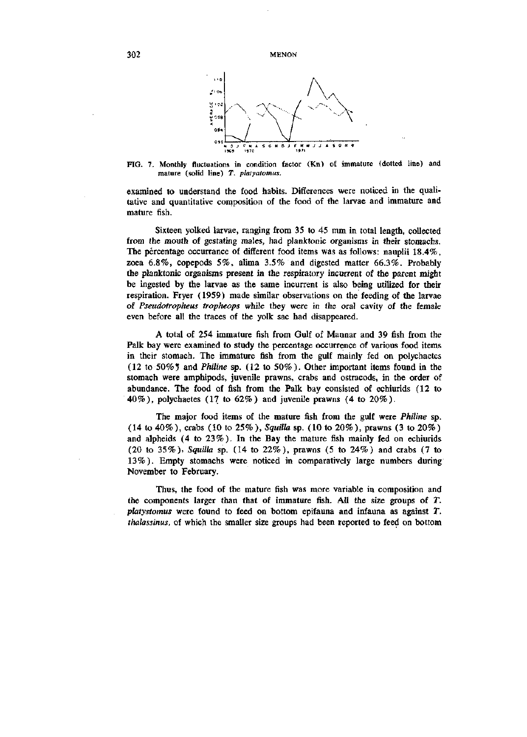FIG. 7. Monthly fluctuations in condition factor (Kn) of immature (dotted line) and mature (solid line) *T. platystomus*.

examined to understand the food habits. Differences were noticed in the qualitative and quantitative composition of the food of the larvae and immature and mature fish.

Sixteen yolked larvae, ranging from 35 to 45 mm in total length, collected from the mouth of gestating males, had planktonic organisms in their stomachs. The percentage occurrance of different food items was as follows: nauplii 18.4%, zoea 6.8%, copepods 5%, alima 3.5% and digested matter 66.3%. Probably the planktonic organisms present in the respiratory incurrent of the parent might be ingested by the larvae as the same incurrent is also being utilized for their respiration. Fryer (1959) made similar observations on the feeding of the larvae of *Pseudotropheus tropheops* while they were in the oral cavity of the female even before all the traces of the yolk sac had disappeared.

A total of 254 immature fish from Gulf of Mannar and 39 fish from the Palk bay were examined to study the percentage occurrence of various food items in their stomach. The immature fish from the gulf mainly fed on polychaetes (12 to 50%) and *Philine* sp. (12 to 50%). Other important items found in the stomach were amphipods, juvenile prawns, crabs and ostracods, in the order of abundance. The food of fish from the Palk bay consisted of echiurids (12 to 40%), polychaetes (17 to 62%) and juvenile prawns (4 to 20%).

The major food items of the mature fish from the gulf were *Philine* sp. (14 to 40%), crabs (10 to 25%), *Squilla* sp. (10 to 20%), prawns (3 to 20%) and alpheids (4 to 23%). In the Bay the mature fish mainly fed on echiurids (20 to 35%), *Squilla* sp. (14 to 22%), prawns (5 to 24%) and crabs (7 to 13%). Empty stomachs were noticed in comparatively large numbers during November to February.

Thus, the food of the mature fish was more variable in composition and the components larger than that of immature fish. All the size groups of *T. platystomus* were found to feed on bottom epifauna and infauna as against *T. thalassinus*, of which the smaller size groups had been reported to feed on bottom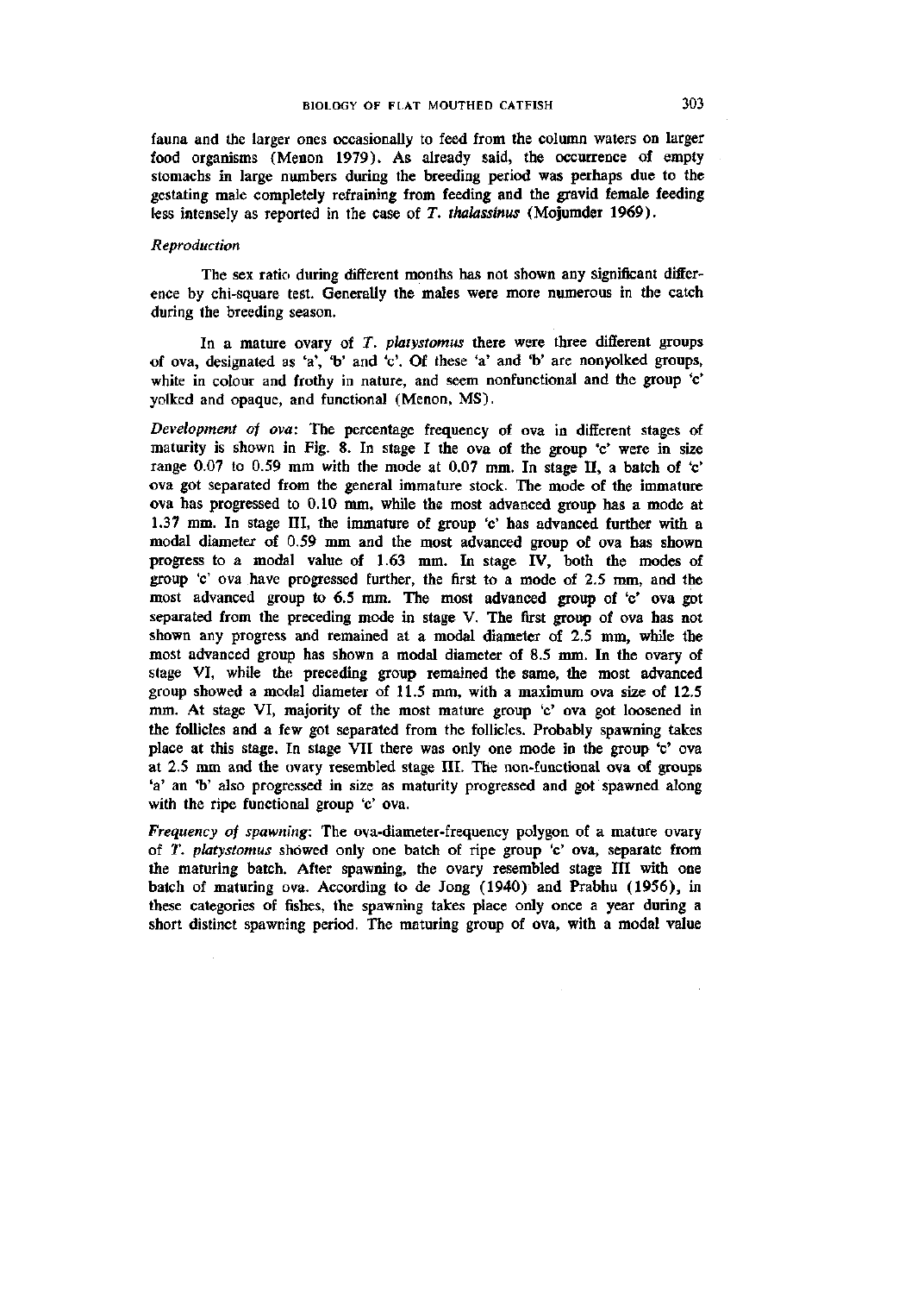fauna and the larger ones occasionally to feed from the column waters on larger food organisms (Menon 1979). As already said, the occurrence of empty stomachs in large numbers during the breeding period was perhaps due to the gestating male completely refraining from feeding and the gravid female feeding less intensely as reported in the case of *T. thalassinus* (Mojumder 1969).

### *Reproduction*

The sex ratio during different months has not shown any significant difference by chi-square test. Generally the males were more numerous in the catch during the breeding season.

In a mature ovary of *T. platystomus* there were three different groups of ova, designated as 'a', 'b' and 'c'. Of these 'a' and 'b' are nonyolked groups, white in colour and frothy in nature, and seem nonfunctional and the group 'c' yolked and opaque, and functional (Menon, MS).

*Development of ova*: The percentage frequency of ova in different stages of maturity is shown in Fig. 8. In stage I the ova of the group 'c' were in size range 0.07 to 0.59 mm with the mode at 0.07 mm. In stage II, a batch of 'c' ova got separated from the general immature stock. The mode of the immature ova has progressed to 0.10 mm, while the most advanced group has a mode at 1.37 mm. In stage III, the immature of group 'c' has advanced further with a modal diameter of 0.59 mm and the most advanced group of ova has shown progress to a modal value of 1.63 mm. In stage IV, both the modes of group 'c' ova have progressed further, the first to a mode of 2.5 mm, and the most advanced group to 6.5 mm. The most advanced group of 'c' ova got separated from the preceding mode in stage V. The first group of ova has not shown any progress and remained at a modal diameter of 2.5 mm, while the most advanced group has shown a modal diameter of 8.5 mm. In the ovary of stage VI, while the preceding group remained the same, the most advanced group showed a modal diameter of 11.5 mm, with a maximum ova size of 12.5 mm. At stage VI, majority of the most mature group 'c' ova got loosened in the follicles and a few got separated from the follicles. Probably spawning takes place at this stage. In stage VII there was only one mode in the group 'c' ova at 2.5 mm and the ovary resembled stage III. The non-functional ova of groups 'a' an 'b' also progressed in size as maturity progressed and got spawned along with the ripe functional group 'c' ova.

*Frequency of spawning*: The ova-diameter-frequency polygon of a mature ovary of *T. platystomus* showed only one batch of ripe group 'c' ova, separate from the maturing batch. After spawning, the ovary resembled stage III with one batch of maturing ova. According to de Jong (1940) and Prabhu (1956), in these categories of fishes, the spawning takes place only once a year during a short distinct spawning period. The maturing group of ova, with a modal value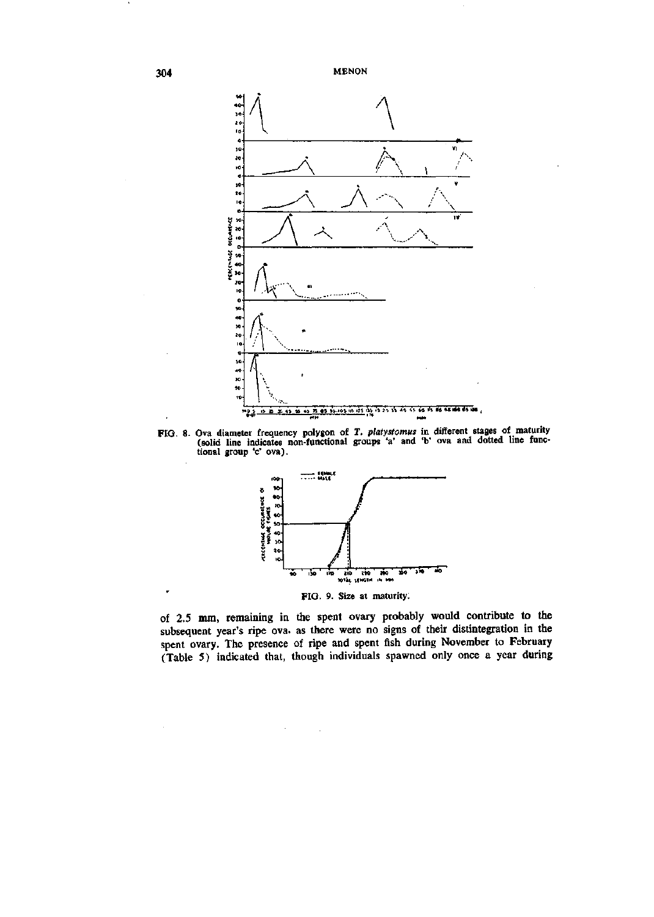FIG. 8. Ova diameter frequency polygon of *T. platystomus* in different stages of maturity (solid line indicates non-functional groups 'a' and 'b' ova and dotted line functional group 'c' ova).

FIG. 9. Size at maturity.

of 2.5 mm, remaining in the spent ovary probably would contribute to the subsequent year's ripe ova. as there were no signs of their distintegration in the spent ovary. The presence of ripe and spent fish during November to February (Table 5) indicated that, though individuals spawned only once a year during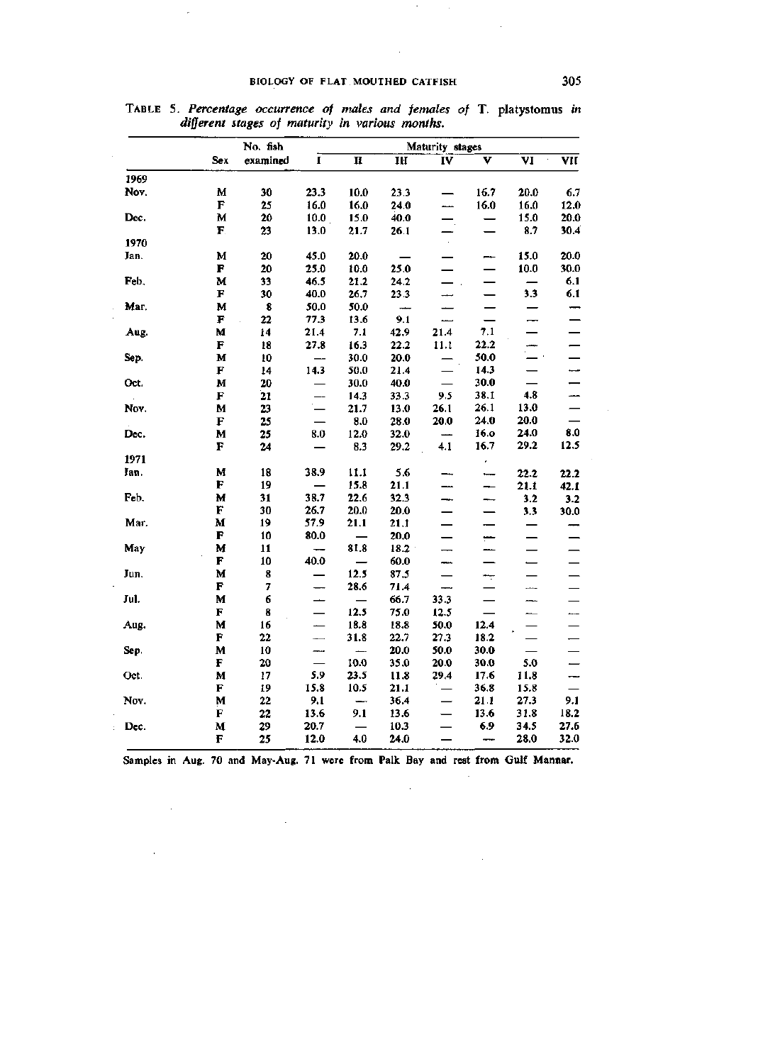TABLE 5. *Percentage occurrence of males and females of* T. platystomus *in different stages of maturity in various months.*

| | Sex | No. fish examined | Maturity stages | | | | | | |
|---|---|---|---|---|---|---|---|---|---|
| | | | I | II | III | IV | V | VI | VII |
| **1969** | | | | | | | | | |
| Nov. | M | 30 | 23.3 | 10.0 | 23.3 | — | 16.7 | 20.0 | 6.7 |
| | F | 25 | 16.0 | 16.0 | 24.0 | — | 16.0 | 16.0 | 12.0 |
| Dec. | M | 20 | 10.0 | 15.0 | 40.0 | — | — | 15.0 | 20.0 |
| | F | 23 | 13.0 | 21.7 | 26.1 | — | — | 8.7 | 30.4 |
| **1970** | | | | | | | | | |
| Jan. | M | 20 | 45.0 | 20.0 | — | — | — | 15.0 | 20.0 |
| | F | 20 | 25.0 | 10.0 | 25.0 | — | — | 10.0 | 30.0 |
| Feb. | M | 33 | 46.5 | 21.2 | 24.2 | — | — | — | 6.1 |
| | F | 30 | 40.0 | 26.7 | 23.3 | — | — | 3.3 | 6.1 |
| Mar. | M | 8 | 50.0 | 50.0 | — | — | — | — | — |
| | F | 22 | 77.3 | 13.6 | 9.1 | — | — | — | — |
| Aug. | M | 14 | 21.4 | 7.1 | 42.9 | 21.4 | 7.1 | — | — |
| | F | 18 | 27.8 | 16.3 | 22.2 | 11.1 | 22.2 | — | — |
| Sep. | M | 10 | — | 30.0 | 20.0 | — | 50.0 | — | — |
| | F | 14 | 14.3 | 50.0 | 21.4 | — | 14.3 | — | — |
| Oct. | M | 20 | — | 30.0 | 40.0 | — | 30.0 | — | — |
| | F | 21 | — | 14.3 | 33.3 | 9.5 | 38.1 | 4.8 | — |
| Nov. | M | 23 | — | 21.7 | 13.0 | 26.1 | 26.1 | 13.0 | — |
| | F | 25 | — | 8.0 | 28.0 | 20.0 | 24.0 | 20.0 | — |
| Dec. | M | 25 | 8.0 | 12.0 | 32.0 | — | 16.0 | 24.0 | 8.0 |
| | F | 24 | — | 8.3 | 29.2 | 4.1 | 16.7 | 29.2 | 12.5 |
| **1971** | | | | | | | | | |
| Jan. | M | 18 | 38.9 | 11.1 | 5.6 | — | — | 22.2 | 22.2 |
| | F | 19 | — | 15.8 | 21.1 | — | — | 21.1 | 42.1 |
| Feb. | M | 31 | 38.7 | 22.6 | 32.3 | — | — | 3.2 | 3.2 |
| | F | 30 | 26.7 | 20.0 | 20.0 | — | — | 3.3 | 30.0 |
| Mar. | M | 19 | 57.9 | 21.1 | 21.1 | — | — | — | — |
| | F | 10 | 80.0 | — | 20.0 | — | — | — | — |
| May | M | 11 | — | 81.8 | 18.2 | — | — | — | — |
| | F | 10 | 40.0 | — | 60.0 | — | — | — | — |
| Jun. | M | 8 | — | 12.5 | 87.5 | — | — | — | — |
| | F | 7 | — | 28.6 | 71.4 | — | — | — | — |
| Jul. | M | 6 | — | — | 66.7 | 33.3 | — | — | — |
| | F | 8 | — | 12.5 | 75.0 | 12.5 | — | — | — |
| Aug. | M | 16 | — | 18.8 | 18.8 | 50.0 | 12.4 | — | — |
| | F | 22 | — | 31.8 | 22.7 | 27.3 | 18.2 | — | — |
| Sep. | M | 10 | — | — | 20.0 | 50.0 | 30.0 | — | — |
| | F | 20 | — | 10.0 | 35.0 | 20.0 | 30.0 | 5.0 | — |
| Oct. | M | 17 | 5.9 | 23.5 | 11.8 | 29.4 | 17.6 | 11.8 | — |
| | F | 19 | 15.8 | 10.5 | 21.1 | — | 36.8 | 15.8 | — |
| Nov. | M | 22 | 9.1 | — | 36.4 | — | 21.1 | 27.3 | 9.1 |
| | F | 22 | 13.6 | 9.1 | 13.6 | — | 13.6 | 31.8 | 18.2 |
| Dec. | M | 29 | 20.7 | — | 10.3 | — | 6.9 | 34.5 | 27.6 |
| | F | 25 | 12.0 | 4.0 | 24.0 | — | — | 28.0 | 32.0 |

Samples in Aug. 70 and May-Aug. 71 were from Palk Bay and rest from Gulf Mannar.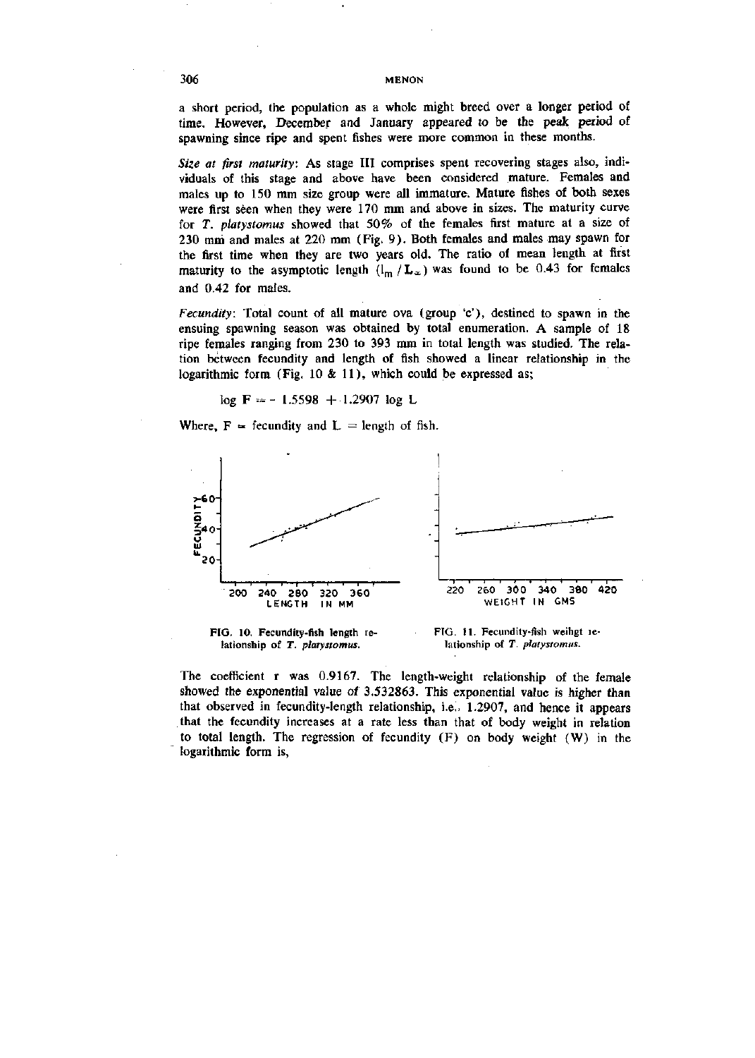a short period, the population as a whole might breed over a longer period of time. However, December and January appeared to be the peak period of spawning since ripe and spent fishes were more common in these months.

***Size at first maturity***: As stage III comprises spent recovering stages also, individuals of this stage and above have been considered mature. Females and males up to 150 mm size group were all immature. Mature fishes of both sexes were first seen when they were 170 mm and above in sizes. The maturity curve for *T. platystomus* showed that 50% of the females first mature at a size of 230 mm and males at 220 mm (Fig. 9). Both females and males may spawn for the first time when they are two years old. The ratio of mean length at first maturity to the asymptotic length ($l_m / L_\infty$) was found to be 0.43 for females and 0.42 for males.

***Fecundity***: Total count of all mature ova (group 'c'), destined to spawn in the ensuing spawning season was obtained by total enumeration. A sample of 18 ripe females ranging from 230 to 393 mm in total length was studied. The relation between fecundity and length of fish showed a linear relationship in the logarithmic form (Fig. 10 & 11), which could be expressed as;

$$\log F = -1.5598 + 1.2907 \log L$$

Where, F = fecundity and L = length of fish.

FIG. 10. Fecundity-fish length relationship of *T. platystomus*.

FIG. 11. Fecundity-fish weihgt relationship of *T. platystomus*.

The coefficient r was 0.9167. The length-weight relationship of the female showed the exponential value of 3.532863. This exponential value is higher than that observed in fecundity-length relationship, i.e., 1.2907, and hence it appears that the fecundity increases at a rate less than that of body weight in relation to total length. The regression of fecundity (F) on body weight (W) in the logarithmic form is,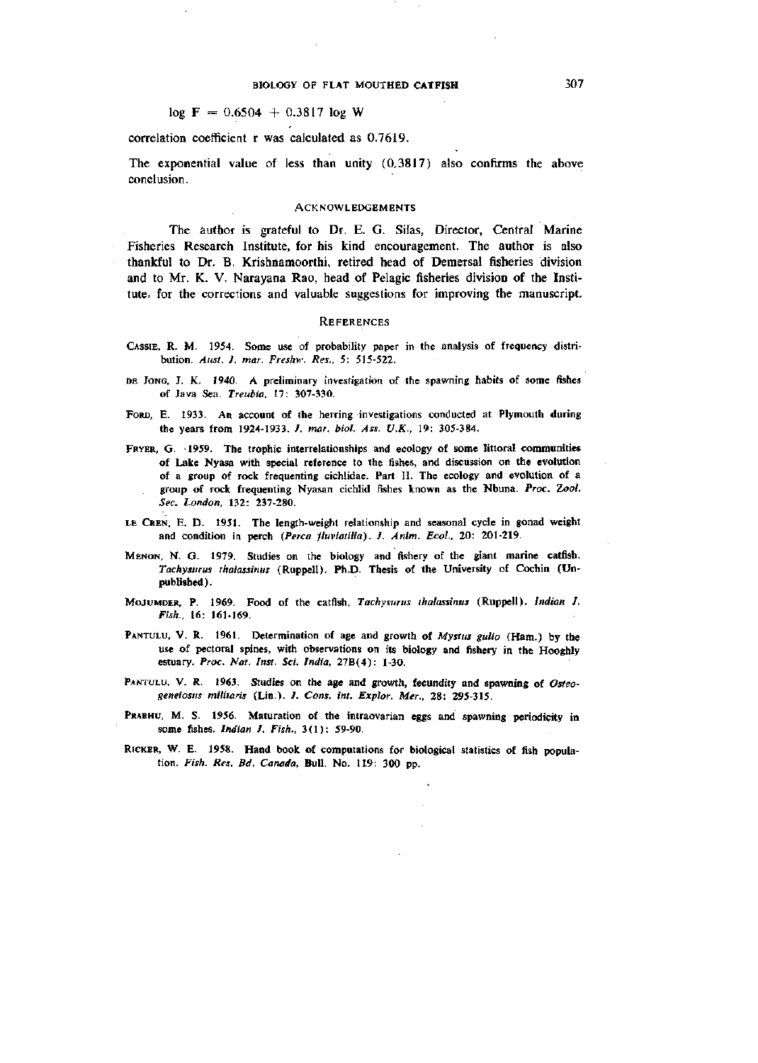$$\log F = 0.6504 + 0.3817 \log W$$

correlation coefficient r was calculated as 0.7619.

The exponential value of less than unity (0.3817) also confirms the above conclusion.

## ACKNOWLEDGEMENTS

The author is grateful to Dr. E. G. Silas, Director, Central Marine Fisheries Research Institute, for his kind encouragement. The author is also thankful to Dr. B. Krishnamoorthi, retired head of Demersal fisheries division and to Mr. K. V. Narayana Rao, head of Pelagic fisheries division of the Institute, for the corrections and valuable suggestions for improving the manuscript.

## REFERENCES

CASSIE, R. M. 1954. Some use of probability paper in the analysis of frequency distribution. *Aust. J. mar. Freshw. Res.*, 5: 515-522.

DE JONG, J. K. 1940. A preliminary investigation of the spawning habits of some fishes of Java Sea. *Treubia*, 17: 307-330.

FORD, E. 1933. An account of the herring investigations conducted at Plymouth during the years from 1924-1933. *J. mar. biol. Ass. U.K.*, 19: 305-384.

FRYER, G. 1959. The trophic interrelationships and ecology of some littoral communities of Lake Nyasa with special reference to the fishes, and discussion on the evolution of a group of rock frequenting cichlidae. Part II. The ecology and evolution of a group of rock frequenting Nyasan cichlid fishes known as the Nbuna. *Proc. Zool. Soc. London*, 132: 237-280.

LE CREN, E. D. 1951. The length-weight relationship and seasonal cycle in gonad weight and condition in perch (*Perca fluviatilis*). *J. Anim. Ecol.*, 20: 201-219.

MENON, N. G. 1979. Studies on the biology and fishery of the giant marine catfish, *Tachysurus thalassinus* (Ruppell). Ph.D. Thesis of the University of Cochin (Unpublished).

MOJUMDER, P. 1969. Food of the catfish, *Tachysurus thalassinus* (Ruppell). *Indian J. Fish.*, 16: 161-169.

PANTULU, V. R. 1961. Determination of age and growth of *Mystus gulio* (Ham.) by the use of pectoral spines, with observations on its biology and fishery in the Hooghly estuary. *Proc. Nat. Inst. Sci. India*, 27B(4): 1-30.

PANTULU, V. R. 1963. Studies on the age and growth, fecundity and spawning of *Osteogeneiosus militaris* (Lin.). *J. Cons. int. Explor. Mer.*, 28: 295-315.

PRABHU, M. S. 1956. Maturation of the intraovarian eggs and spawning periodicity in some fishes. *Indian J. Fish.*, 3(1): 59-90.

RICKER, W. E. 1958. Hand book of computations for biological statistics of fish population. *Fish. Res. Bd. Canada*, Bull. No. 119: 300 pp.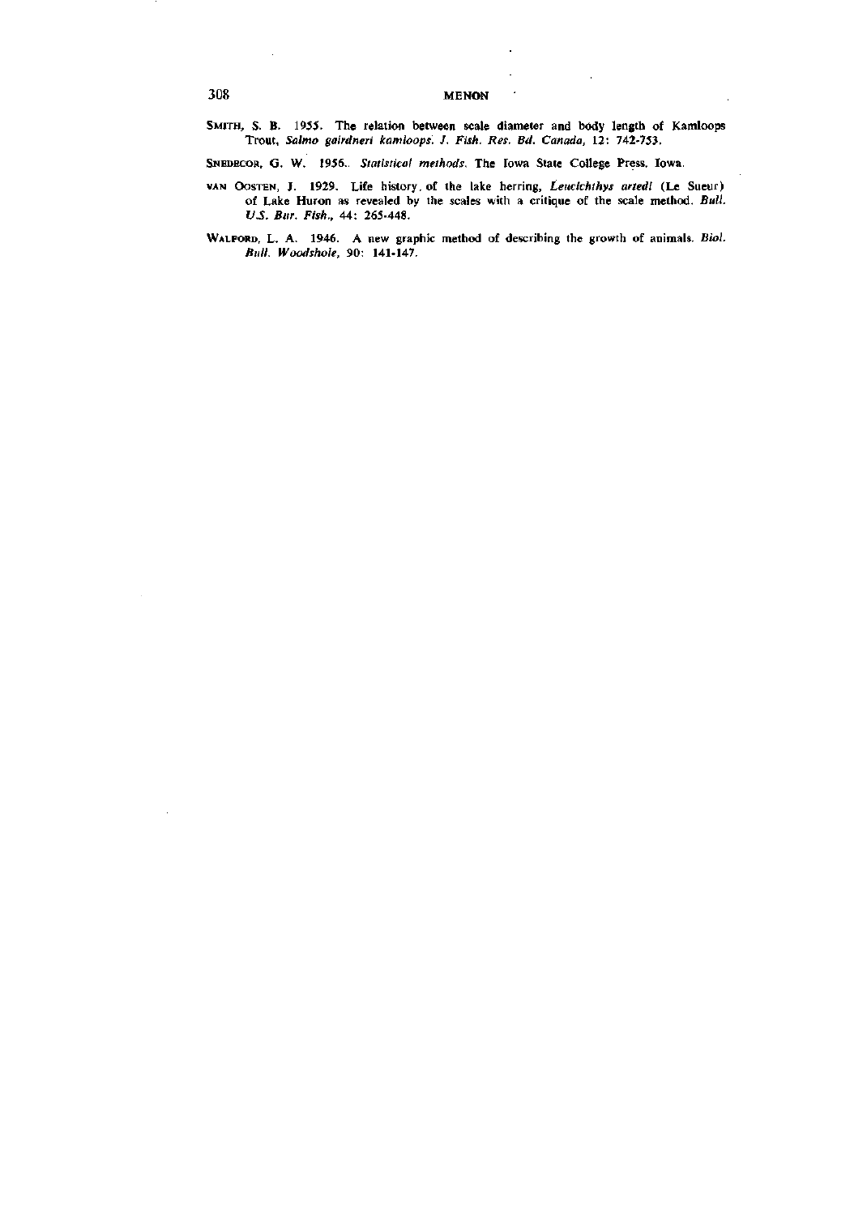SMITH, S. B. 1955. The relation between scale diameter and body length of Kamloops Trout, *Salmo gairdneri kamloops*. *J. Fish. Res. Bd. Canada*, 12: 742-753.

SNEDECOR, G. W. 1956. *Statistical methods*. The Iowa State College Press. Iowa.

VAN OOSTEN, J. 1929. Life history of the lake herring, *Leucichthys artedi* (Le Sueur) of Lake Huron as revealed by the scales with a critique of the scale method. *Bull. U.S. Bur. Fish.*, 44: 265-448.

WALFORD, L. A. 1946. A new graphic method of describing the growth of animals. *Biol. Bull. Woodshole*, 90: 141-147.